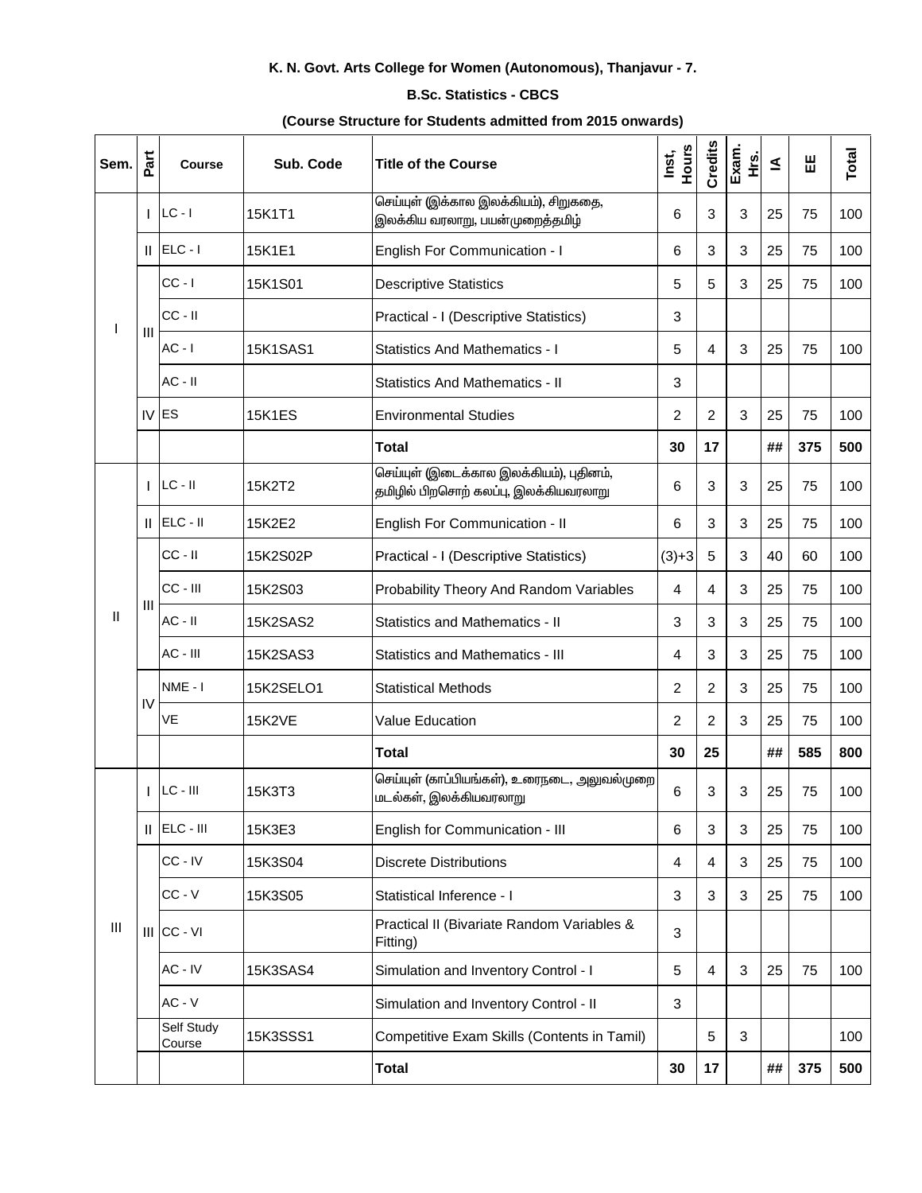**K. N. Govt. Arts College for Women (Autonomous), Thanjavur - 7.**

**B.Sc. Statistics - CBCS**

**(Course Structure for Students admitted from 2015 onwards)**

| Sem. | Part | Course | Sub. Code | Title of the Course | Inst, Hours | Credits | Exam. Hrs. | IA | EE | Total |
|---|---|---|---|---|---|---|---|---|---|---|
| I | I | LC - I | 15K1T1 | செய்யுள் (இக்கால இலக்கியம்), சிறுகதை, இலக்கிய வரலாறு, பயன்முறைத்தமிழ் | 6 | 3 | 3 | 25 | 75 | 100 |
| | II | ELC - I | 15K1E1 | English For Communication - I | 6 | 3 | 3 | 25 | 75 | 100 |
| | III | CC - I | 15K1S01 | Descriptive Statistics | 5 | 5 | 3 | 25 | 75 | 100 |
| | | CC - II | | Practical - I (Descriptive Statistics) | 3 | | | | | |
| | | AC - I | 15K1SAS1 | Statistics And Mathematics - I | 5 | 4 | 3 | 25 | 75 | 100 |
| | | AC - II | | Statistics And Mathematics - II | 3 | | | | | |
| | IV | ES | 15K1ES | Environmental Studies | 2 | 2 | 3 | 25 | 75 | 100 |
| | | | | **Total** | **30** | **17** | | **##** | **375** | **500** |
| II | I | LC - II | 15K2T2 | செய்யுள் (இடைக்கால இலக்கியம்), புதினம், தமிழில் பிறசொற் கலப்பு, இலக்கியவரலாறு | 6 | 3 | 3 | 25 | 75 | 100 |
| | II | ELC - II | 15K2E2 | English For Communication - II | 6 | 3 | 3 | 25 | 75 | 100 |
| | III | CC - II | 15K2S02P | Practical - I (Descriptive Statistics) | (3)+3 | 5 | 3 | 40 | 60 | 100 |
| | | CC - III | 15K2S03 | Probability Theory And Random Variables | 4 | 4 | 3 | 25 | 75 | 100 |
| | | AC - II | 15K2SAS2 | Statistics and Mathematics - II | 3 | 3 | 3 | 25 | 75 | 100 |
| | | AC - III | 15K2SAS3 | Statistics and Mathematics - III | 4 | 3 | 3 | 25 | 75 | 100 |
| | IV | NME - I | 15K2SELO1 | Statistical Methods | 2 | 2 | 3 | 25 | 75 | 100 |
| | | VE | 15K2VE | Value Education | 2 | 2 | 3 | 25 | 75 | 100 |
| | | | | **Total** | **30** | **25** | | **##** | **585** | **800** |
| III | I | LC - III | 15K3T3 | செய்யுள் (காப்பியங்கள்), உரைநடை, அலுவல்முறை மடல்கள், இலக்கியவரலாறு | 6 | 3 | 3 | 25 | 75 | 100 |
| | II | ELC - III | 15K3E3 | English for Communication - III | 6 | 3 | 3 | 25 | 75 | 100 |
| | III | CC - IV | 15K3S04 | Discrete Distributions | 4 | 4 | 3 | 25 | 75 | 100 |
| | | CC - V | 15K3S05 | Statistical Inference - I | 3 | 3 | 3 | 25 | 75 | 100 |
| | | CC - VI | | Practical II (Bivariate Random Variables & Fitting) | 3 | | | | | |
| | | AC - IV | 15K3SAS4 | Simulation and Inventory Control - I | 5 | 4 | 3 | 25 | 75 | 100 |
| | | AC - V | | Simulation and Inventory Control - II | 3 | | | | | |
| | | Self Study Course | 15K3SSS1 | Competitive Exam Skills (Contents in Tamil) | | 5 | 3 | | | 100 |
| | | | | **Total** | **30** | **17** | | **##** | **375** | **500** |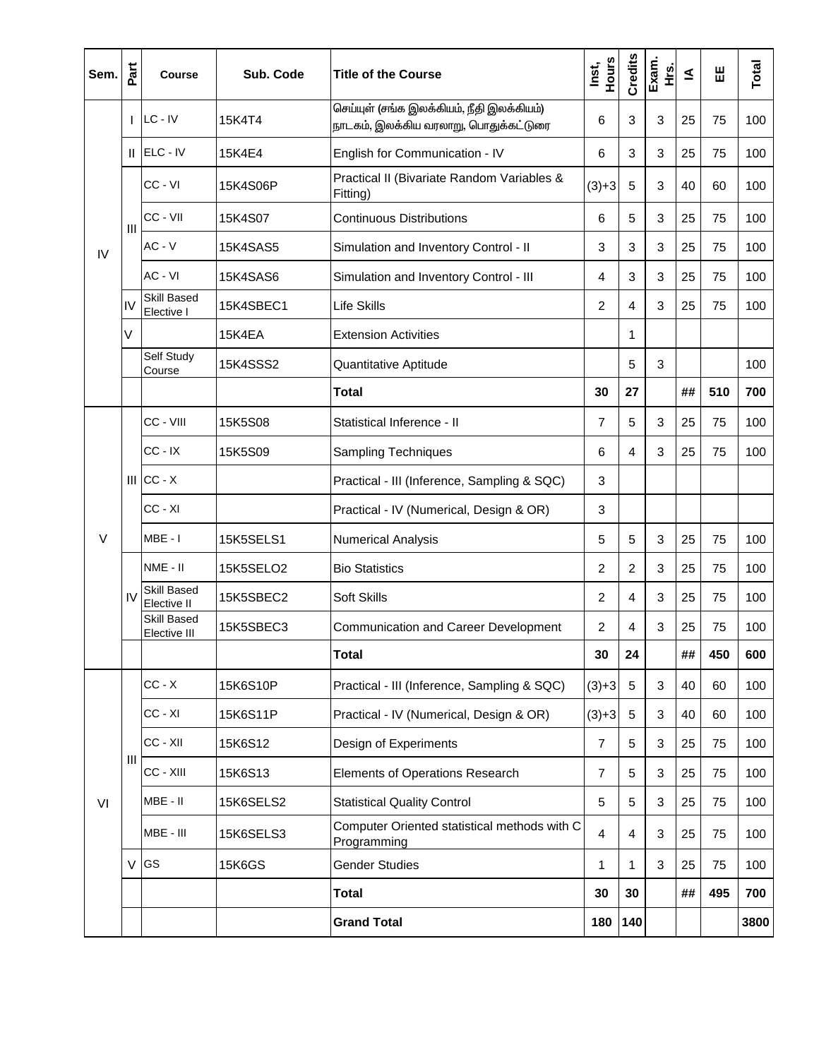| Sem. | Part | Course | Sub. Code | Title of the Course | Inst, Hours | Credits | Exam. Hrs. | IA | EE | Total |
|---|---|---|---|---|---|---|---|---|---|---|
| IV | I | LC - IV | 15K4T4 | செய்யுள் (சங்க இலக்கியம், நீதி இலக்கியம்) நாடகம், இலக்கிய வரலாறு, பொதுக்கட்டுரை | 6 | 3 | 3 | 25 | 75 | 100 |
| | II | ELC - IV | 15K4E4 | English for Communication - IV | 6 | 3 | 3 | 25 | 75 | 100 |
| | III | CC - VI | 15K4S06P | Practical II (Bivariate Random Variables & Fitting) | (3)+3 | 5 | 3 | 40 | 60 | 100 |
| | | CC - VII | 15K4S07 | Continuous Distributions | 6 | 5 | 3 | 25 | 75 | 100 |
| | | AC - V | 15K4SAS5 | Simulation and Inventory Control - II | 3 | 3 | 3 | 25 | 75 | 100 |
| | | AC - VI | 15K4SAS6 | Simulation and Inventory Control - III | 4 | 3 | 3 | 25 | 75 | 100 |
| | IV | Skill Based Elective I | 15K4SBEC1 | Life Skills | 2 | 4 | 3 | 25 | 75 | 100 |
| | V | | 15K4EA | Extension Activities | | 1 | | | | |
| | | Self Study Course | 15K4SSS2 | Quantitative Aptitude | | 5 | 3 | | | 100 |
| | | | | **Total** | **30** | **27** | | **##** | **510** | **700** |
| V | III | CC - VIII | 15K5S08 | Statistical Inference - II | 7 | 5 | 3 | 25 | 75 | 100 |
| | | CC - IX | 15K5S09 | Sampling Techniques | 6 | 4 | 3 | 25 | 75 | 100 |
| | | CC - X | | Practical - III (Inference, Sampling & SQC) | 3 | | | | | |
| | | CC - XI | | Practical - IV (Numerical, Design & OR) | 3 | | | | | |
| | | MBE - I | 15K5SELS1 | Numerical Analysis | 5 | 5 | 3 | 25 | 75 | 100 |
| | IV | NME - II | 15K5SELO2 | Bio Statistics | 2 | 2 | 3 | 25 | 75 | 100 |
| | | Skill Based Elective II | 15K5SBEC2 | Soft Skills | 2 | 4 | 3 | 25 | 75 | 100 |
| | | Skill Based Elective III | 15K5SBEC3 | Communication and Career Development | 2 | 4 | 3 | 25 | 75 | 100 |
| | | | | **Total** | **30** | **24** | | **##** | **450** | **600** |
| VI | III | CC - X | 15K6S10P | Practical - III (Inference, Sampling & SQC) | (3)+3 | 5 | 3 | 40 | 60 | 100 |
| | | CC - XI | 15K6S11P | Practical - IV (Numerical, Design & OR) | (3)+3 | 5 | 3 | 40 | 60 | 100 |
| | | CC - XII | 15K6S12 | Design of Experiments | 7 | 5 | 3 | 25 | 75 | 100 |
| | | CC - XIII | 15K6S13 | Elements of Operations Research | 7 | 5 | 3 | 25 | 75 | 100 |
| | | MBE - II | 15K6SELS2 | Statistical Quality Control | 5 | 5 | 3 | 25 | 75 | 100 |
| | | MBE - III | 15K6SELS3 | Computer Oriented statistical methods with C Programming | 4 | 4 | 3 | 25 | 75 | 100 |
| | V | GS | 15K6GS | Gender Studies | 1 | 1 | 3 | 25 | 75 | 100 |
| | | | | **Total** | **30** | **30** | | **##** | **495** | **700** |
| | | | | **Grand Total** | **180** | **140** | | | | **3800** |